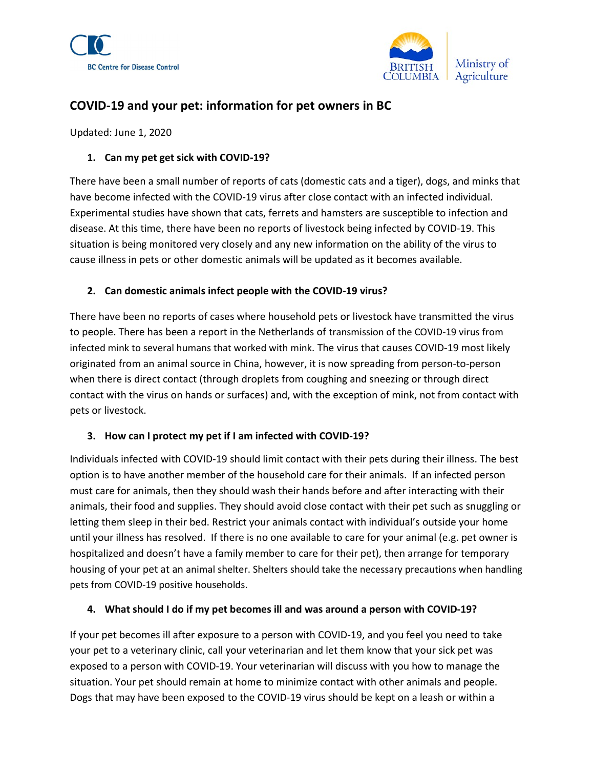BC Centre for Disease Control

British Columbia | Ministry of Agriculture

# COVID-19 and your pet: information for pet owners in BC

Updated: June 1, 2020

1. **Can my pet get sick with COVID-19?**

There have been a small number of reports of cats (domestic cats and a tiger), dogs, and minks that have become infected with the COVID-19 virus after close contact with an infected individual. Experimental studies have shown that cats, ferrets and hamsters are susceptible to infection and disease. At this time, there have been no reports of livestock being infected by COVID-19. This situation is being monitored very closely and any new information on the ability of the virus to cause illness in pets or other domestic animals will be updated as it becomes available.

2. **Can domestic animals infect people with the COVID-19 virus?**

There have been no reports of cases where household pets or livestock have transmitted the virus to people. There has been a report in the Netherlands of transmission of the COVID-19 virus from infected mink to several humans that worked with mink. The virus that causes COVID-19 most likely originated from an animal source in China, however, it is now spreading from person-to-person when there is direct contact (through droplets from coughing and sneezing or through direct contact with the virus on hands or surfaces) and, with the exception of mink, not from contact with pets or livestock.

3. **How can I protect my pet if I am infected with COVID-19?**

Individuals infected with COVID-19 should limit contact with their pets during their illness. The best option is to have another member of the household care for their animals. If an infected person must care for animals, then they should wash their hands before and after interacting with their animals, their food and supplies. They should avoid close contact with their pet such as snuggling or letting them sleep in their bed. Restrict your animals contact with individual's outside your home until your illness has resolved. If there is no one available to care for your animal (e.g. pet owner is hospitalized and doesn't have a family member to care for their pet), then arrange for temporary housing of your pet at an animal shelter. Shelters should take the necessary precautions when handling pets from COVID-19 positive households.

4. **What should I do if my pet becomes ill and was around a person with COVID-19?**

If your pet becomes ill after exposure to a person with COVID-19, and you feel you need to take your pet to a veterinary clinic, call your veterinarian and let them know that your sick pet was exposed to a person with COVID-19. Your veterinarian will discuss with you how to manage the situation. Your pet should remain at home to minimize contact with other animals and people. Dogs that may have been exposed to the COVID-19 virus should be kept on a leash or within a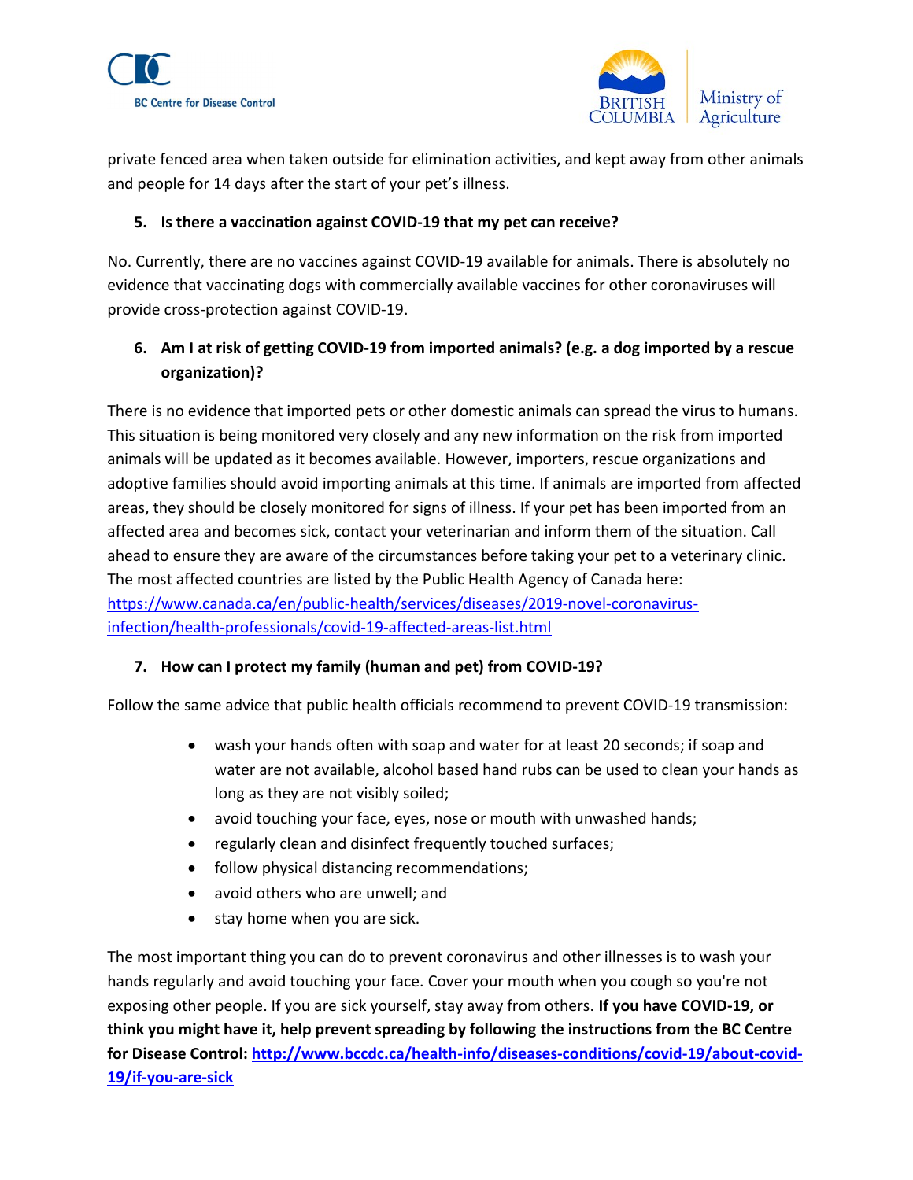private fenced area when taken outside for elimination activities, and kept away from other animals and people for 14 days after the start of your pet's illness.

5. **Is there a vaccination against COVID-19 that my pet can receive?**

No. Currently, there are no vaccines against COVID-19 available for animals. There is absolutely no evidence that vaccinating dogs with commercially available vaccines for other coronaviruses will provide cross-protection against COVID-19.

6. **Am I at risk of getting COVID-19 from imported animals? (e.g. a dog imported by a rescue organization)?**

There is no evidence that imported pets or other domestic animals can spread the virus to humans. This situation is being monitored very closely and any new information on the risk from imported animals will be updated as it becomes available. However, importers, rescue organizations and adoptive families should avoid importing animals at this time. If animals are imported from affected areas, they should be closely monitored for signs of illness. If your pet has been imported from an affected area and becomes sick, contact your veterinarian and inform them of the situation. Call ahead to ensure they are aware of the circumstances before taking your pet to a veterinary clinic. The most affected countries are listed by the Public Health Agency of Canada here: https://www.canada.ca/en/public-health/services/diseases/2019-novel-coronavirus-infection/health-professionals/covid-19-affected-areas-list.html

7. **How can I protect my family (human and pet) from COVID-19?**

Follow the same advice that public health officials recommend to prevent COVID-19 transmission:

- wash your hands often with soap and water for at least 20 seconds; if soap and water are not available, alcohol based hand rubs can be used to clean your hands as long as they are not visibly soiled;
- avoid touching your face, eyes, nose or mouth with unwashed hands;
- regularly clean and disinfect frequently touched surfaces;
- follow physical distancing recommendations;
- avoid others who are unwell; and
- stay home when you are sick.

The most important thing you can do to prevent coronavirus and other illnesses is to wash your hands regularly and avoid touching your face. Cover your mouth when you cough so you're not exposing other people. If you are sick yourself, stay away from others. **If you have COVID-19, or think you might have it, help prevent spreading by following the instructions from the BC Centre for Disease Control: http://www.bccdc.ca/health-info/diseases-conditions/covid-19/about-covid-19/if-you-are-sick**